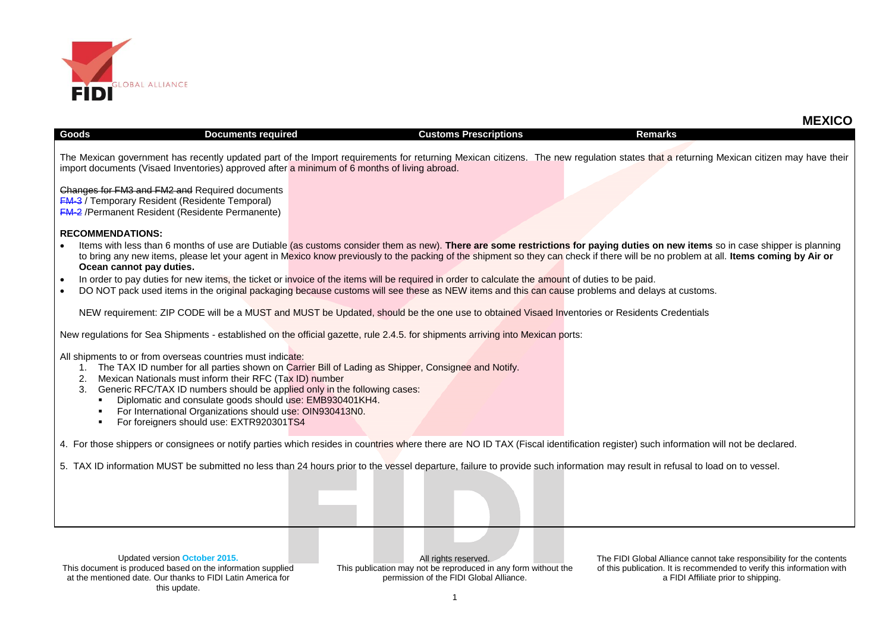# MEXICO

| Goods | Documents required | Customs Prescriptions | Remarks |
|---|---|---|---|

The Mexican government has recently updated part of the Import requirements for returning Mexican citizens. The new regulation states that a returning Mexican citizen may have their import documents (Visaed Inventories) approved after a minimum of 6 months of living abroad.

~~Changes for FM3 and FM2 and~~ Required documents
~~FM-3~~ / Temporary Resident (Residente Temporal)
~~FM-2~~ /Permanent Resident (Residente Permanente)

**RECOMMENDATIONS:**

- Items with less than 6 months of use are Dutiable (as customs consider them as new). **There are some restrictions for paying duties on new items** so in case shipper is planning to bring any new items, please let your agent in Mexico know previously to the packing of the shipment so they can check if there will be no problem at all. **Items coming by Air or Ocean cannot pay duties.**
- In order to pay duties for new items, the ticket or invoice of the items will be required in order to calculate the amount of duties to be paid.
- DO NOT pack used items in the original packaging because customs will see these as NEW items and this can cause problems and delays at customs.

NEW requirement: ZIP CODE will be a MUST and MUST be Updated, should be the one use to obtained Visaed Inventories or Residents Credentials

New regulations for Sea Shipments - established on the official gazette, rule 2.4.5. for shipments arriving into Mexican ports:

All shipments to or from overseas countries must indicate:

1. The TAX ID number for all parties shown on Carrier Bill of Lading as Shipper, Consignee and Notify.
2. Mexican Nationals must inform their RFC (Tax ID) number
3. Generic RFC/TAX ID numbers should be applied only in the following cases:
   - Diplomatic and consulate goods should use: EMB930401KH4.
   - For International Organizations should use: OIN930413N0.
   - For foreigners should use: EXTR920301TS4

4. For those shippers or consignees or notify parties which resides in countries where there are NO ID TAX (Fiscal identification register) such information will not be declared.

5. TAX ID information MUST be submitted no less than 24 hours prior to the vessel departure, failure to provide such information may result in refusal to load on to vessel.

Updated version **October 2015.**
This document is produced based on the information supplied at the mentioned date. Our thanks to FIDI Latin America for this update.

All rights reserved.
This publication may not be reproduced in any form without the permission of the FIDI Global Alliance.

The FIDI Global Alliance cannot take responsibility for the contents of this publication. It is recommended to verify this information with a FIDI Affiliate prior to shipping.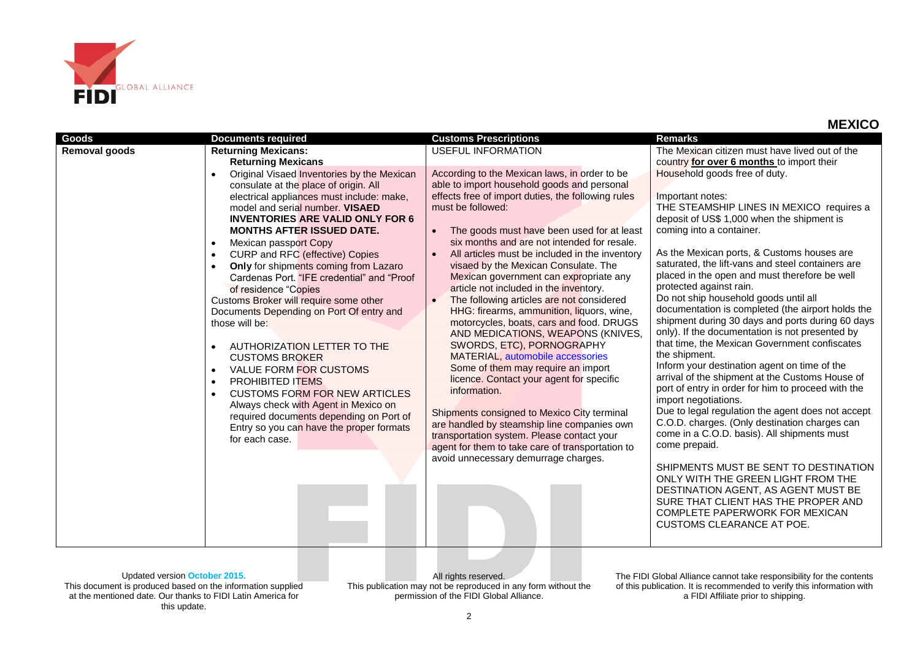# MEXICO

| Goods | Documents required | Customs Prescriptions | Remarks |
|---|---|---|---|
| Removal goods | **Returning Mexicans:**<br>**Returning Mexicans**<br>• Original Visaed Inventories by the Mexican consulate at the place of origin. All electrical appliances must include: make, model and serial number. **VISAED INVENTORIES ARE VALID ONLY FOR 6 MONTHS AFTER ISSUED DATE.**<br>• Mexican passport Copy<br>• CURP and RFC (effective) Copies<br>• **Only** for shipments coming from Lazaro Cardenas Port. "IFE credential" and "Proof of residence "Copies<br>Customs Broker will require some other Documents Depending on Port Of entry and those will be:<br>• AUTHORIZATION LETTER TO THE CUSTOMS BROKER<br>• VALUE FORM FOR CUSTOMS<br>• PROHIBITED ITEMS<br>• CUSTOMS FORM FOR NEW ARTICLES<br>Always check with Agent in Mexico on required documents depending on Port of Entry so you can have the proper formats for each case. | USEFUL INFORMATION<br><br>According to the Mexican laws, in order to be able to import household goods and personal effects free of import duties, the following rules must be followed:<br>• The goods must have been used for at least six months and are not intended for resale.<br>• All articles must be included in the inventory visaed by the Mexican Consulate. The Mexican government can expropriate any article not included in the inventory.<br>• The following articles are not considered HHG: firearms, ammunition, liquors, wine, motorcycles, boats, cars and food. DRUGS AND MEDICATIONS, WEAPONS (KNIVES, SWORDS, ETC), PORNOGRAPHY MATERIAL, automobile accessories<br>Some of them may require an import licence. Contact your agent for specific information.<br><br>Shipments consigned to Mexico City terminal are handled by steamship line companies own transportation system. Please contact your agent for them to take care of transportation to avoid unnecessary demurrage charges. | The Mexican citizen must have lived out of the country **for over 6 months** to import their Household goods free of duty.<br><br>Important notes:<br>THE STEAMSHIP LINES IN MEXICO requires a deposit of US$ 1,000 when the shipment is coming into a container.<br><br>As the Mexican ports, & Customs houses are saturated, the lift-vans and steel containers are placed in the open and must therefore be well protected against rain.<br>Do not ship household goods until all documentation is completed (the airport holds the shipment during 30 days and ports during 60 days only). If the documentation is not presented by that time, the Mexican Government confiscates the shipment.<br>Inform your destination agent on time of the arrival of the shipment at the Customs House of port of entry in order for him to proceed with the import negotiations.<br>Due to legal regulation the agent does not accept C.O.D. charges. (Only destination charges can come in a C.O.D. basis). All shipments must come prepaid.<br><br>SHIPMENTS MUST BE SENT TO DESTINATION ONLY WITH THE GREEN LIGHT FROM THE DESTINATION AGENT, AS AGENT MUST BE SURE THAT CLIENT HAS THE PROPER AND COMPLETE PAPERWORK FOR MEXICAN CUSTOMS CLEARANCE AT POE. |

Updated version October 2015.
This document is produced based on the information supplied at the mentioned date. Our thanks to FIDI Latin America for this update.

All rights reserved.
This publication may not be reproduced in any form without the permission of the FIDI Global Alliance.

The FIDI Global Alliance cannot take responsibility for the contents of this publication. It is recommended to verify this information with a FIDI Affiliate prior to shipping.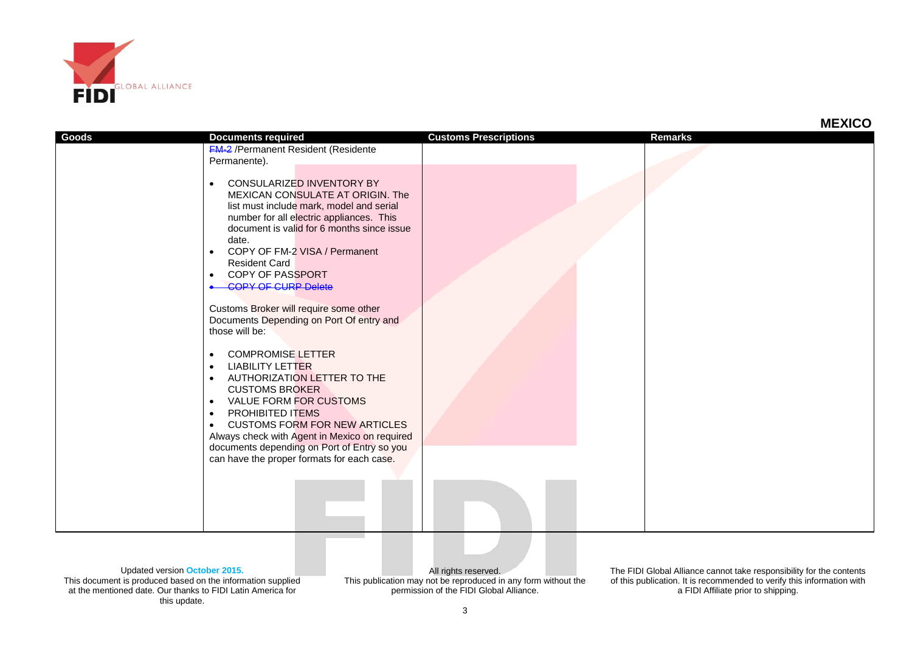## MEXICO

| Goods | Documents required | Customs Prescriptions | Remarks |
|---|---|---|---|
| | FM-2 /Permanent Resident (Residente Permanente).<br><br>• CONSULARIZED INVENTORY BY MEXICAN CONSULATE AT ORIGIN. The list must include mark, model and serial number for all electric appliances. This document is valid for 6 months since issue date.<br>• COPY OF FM-2 VISA / Permanent Resident Card<br>• COPY OF PASSPORT<br>• ~~COPY OF CURP Delete~~<br><br>Customs Broker will require some other Documents Depending on Port Of entry and those will be:<br><br>• COMPROMISE LETTER<br>• LIABILITY LETTER<br>• AUTHORIZATION LETTER TO THE CUSTOMS BROKER<br>• VALUE FORM FOR CUSTOMS<br>• PROHIBITED ITEMS<br>• CUSTOMS FORM FOR NEW ARTICLES<br>Always check with Agent in Mexico on required documents depending on Port of Entry so you can have the proper formats for each case. | | |

Updated version October 2015.
This document is produced based on the information supplied at the mentioned date. Our thanks to FIDI Latin America for this update.

All rights reserved.
This publication may not be reproduced in any form without the permission of the FIDI Global Alliance.

The FIDI Global Alliance cannot take responsibility for the contents of this publication. It is recommended to verify this information with a FIDI Affiliate prior to shipping.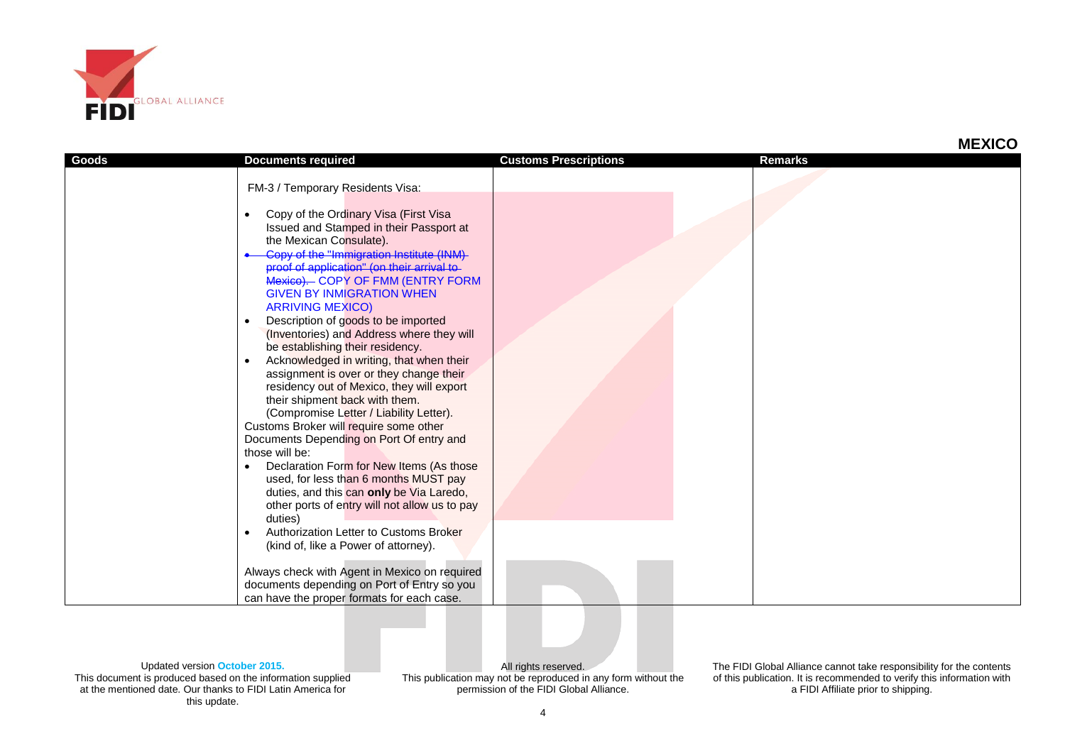## MEXICO

| Goods | Documents required | Customs Prescriptions | Remarks |
|---|---|---|---|
| | FM-3 / Temporary Residents Visa:<br><br>• Copy of the Ordinary Visa (First Visa Issued and Stamped in their Passport at the Mexican Consulate).<br>• ~~Copy of the "Immigration Institute (INM) proof of application" (on their arrival to Mexico).~~ COPY OF FMM (ENTRY FORM GIVEN BY INMIGRATION WHEN ARRIVING MEXICO)<br>• Description of goods to be imported (Inventories) and Address where they will be establishing their residency.<br>• Acknowledged in writing, that when their assignment is over or they change their residency out of Mexico, they will export their shipment back with them. (Compromise Letter / Liability Letter).<br>Customs Broker will require some other Documents Depending on Port Of entry and those will be:<br>• Declaration Form for New Items (As those used, for less than 6 months MUST pay duties, and this can **only** be Via Laredo, other ports of entry will not allow us to pay duties)<br>• Authorization Letter to Customs Broker (kind of, like a Power of attorney).<br><br>Always check with Agent in Mexico on required documents depending on Port of Entry so you can have the proper formats for each case. | | |

Updated version October 2015.
This document is produced based on the information supplied at the mentioned date. Our thanks to FIDI Latin America for this update.

All rights reserved.
This publication may not be reproduced in any form without the permission of the FIDI Global Alliance.

The FIDI Global Alliance cannot take responsibility for the contents of this publication. It is recommended to verify this information with a FIDI Affiliate prior to shipping.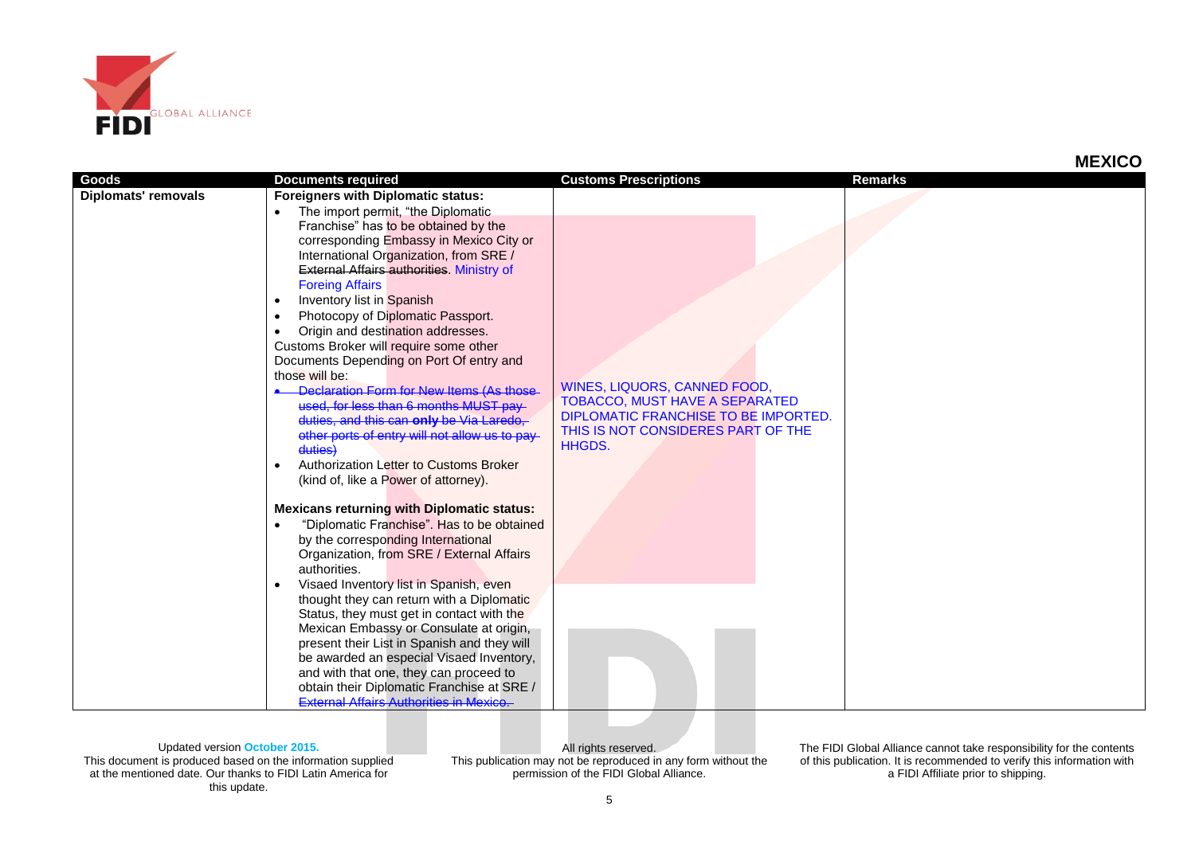## MEXICO

| Goods | Documents required | Customs Prescriptions | Remarks |
|---|---|---|---|
| **Diplomats' removals** | **Foreigners with Diplomatic status:**<br>• The import permit, "the Diplomatic Franchise" has to be obtained by the corresponding Embassy in Mexico City or International Organization, from SRE / ~~External Affairs authorities~~. Ministry of Foreing Affairs<br>• Inventory list in Spanish<br>• Photocopy of Diplomatic Passport.<br>• Origin and destination addresses.<br>Customs Broker will require some other Documents Depending on Port Of entry and those will be:<br>• ~~Declaration Form for New Items (As those used, for less than 6 months MUST pay duties, and this can **only** be Via Laredo, other ports of entry will not allow us to pay duties)~~<br>• Authorization Letter to Customs Broker (kind of, like a Power of attorney).<br><br>**Mexicans returning with Diplomatic status:**<br>• "Diplomatic Franchise". Has to be obtained by the corresponding International Organization, from SRE / External Affairs authorities.<br>• Visaed Inventory list in Spanish, even thought they can return with a Diplomatic Status, they must get in contact with the Mexican Embassy or Consulate at origin, present their List in Spanish and they will be awarded an especial Visaed Inventory, and with that one, they can proceed to obtain their Diplomatic Franchise at SRE / ~~External Affairs Authorities in Mexico.~~ | WINES, LIQUORS, CANNED FOOD, TOBACCO, MUST HAVE A SEPARATED DIPLOMATIC FRANCHISE TO BE IMPORTED. THIS IS NOT CONSIDERES PART OF THE HHGDS. | |

Updated version October 2015.
This document is produced based on the information supplied at the mentioned date. Our thanks to FIDI Latin America for this update.

All rights reserved.
This publication may not be reproduced in any form without the permission of the FIDI Global Alliance.

The FIDI Global Alliance cannot take responsibility for the contents of this publication. It is recommended to verify this information with a FIDI Affiliate prior to shipping.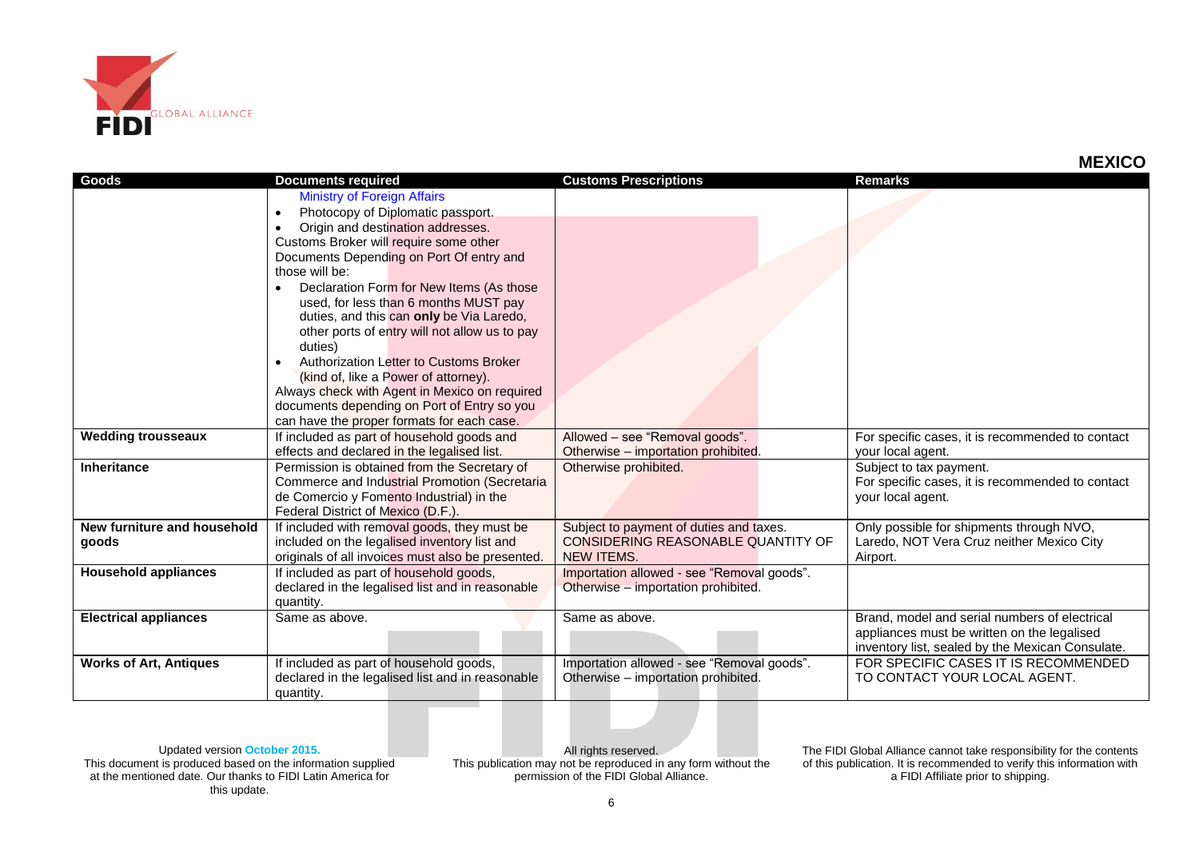## MEXICO

| Goods | Documents required | Customs Prescriptions | Remarks |
|---|---|---|---|
| | Ministry of Foreign Affairs<br>• Photocopy of Diplomatic passport.<br>• Origin and destination addresses.<br>Customs Broker will require some other Documents Depending on Port Of entry and those will be:<br>• Declaration Form for New Items (As those used, for less than 6 months MUST pay duties, and this can **only** be Via Laredo, other ports of entry will not allow us to pay duties)<br>• Authorization Letter to Customs Broker (kind of, like a Power of attorney).<br>Always check with Agent in Mexico on required documents depending on Port of Entry so you can have the proper formats for each case. | | |
| **Wedding trousseaux** | If included as part of household goods and effects and declared in the legalised list. | Allowed – see "Removal goods".<br>Otherwise – importation prohibited. | For specific cases, it is recommended to contact your local agent. |
| **Inheritance** | Permission is obtained from the Secretary of Commerce and Industrial Promotion (Secretaria de Comercio y Fomento Industrial) in the Federal District of Mexico (D.F.). | Otherwise prohibited. | Subject to tax payment.<br>For specific cases, it is recommended to contact your local agent. |
| **New furniture and household goods** | If included with removal goods, they must be included on the legalised inventory list and originals of all invoices must also be presented. | Subject to payment of duties and taxes.<br>CONSIDERING REASONABLE QUANTITY OF NEW ITEMS. | Only possible for shipments through NVO, Laredo, NOT Vera Cruz neither Mexico City Airport. |
| **Household appliances** | If included as part of household goods, declared in the legalised list and in reasonable quantity. | Importation allowed - see "Removal goods".<br>Otherwise – importation prohibited. | |
| **Electrical appliances** | Same as above. | Same as above. | Brand, model and serial numbers of electrical appliances must be written on the legalised inventory list, sealed by the Mexican Consulate. |
| **Works of Art, Antiques** | If included as part of household goods, declared in the legalised list and in reasonable quantity. | Importation allowed - see "Removal goods".<br>Otherwise – importation prohibited. | FOR SPECIFIC CASES IT IS RECOMMENDED TO CONTACT YOUR LOCAL AGENT. |

Updated version October 2015.
This document is produced based on the information supplied at the mentioned date. Our thanks to FIDI Latin America for this update.

All rights reserved.
This publication may not be reproduced in any form without the permission of the FIDI Global Alliance.

The FIDI Global Alliance cannot take responsibility for the contents of this publication. It is recommended to verify this information with a FIDI Affiliate prior to shipping.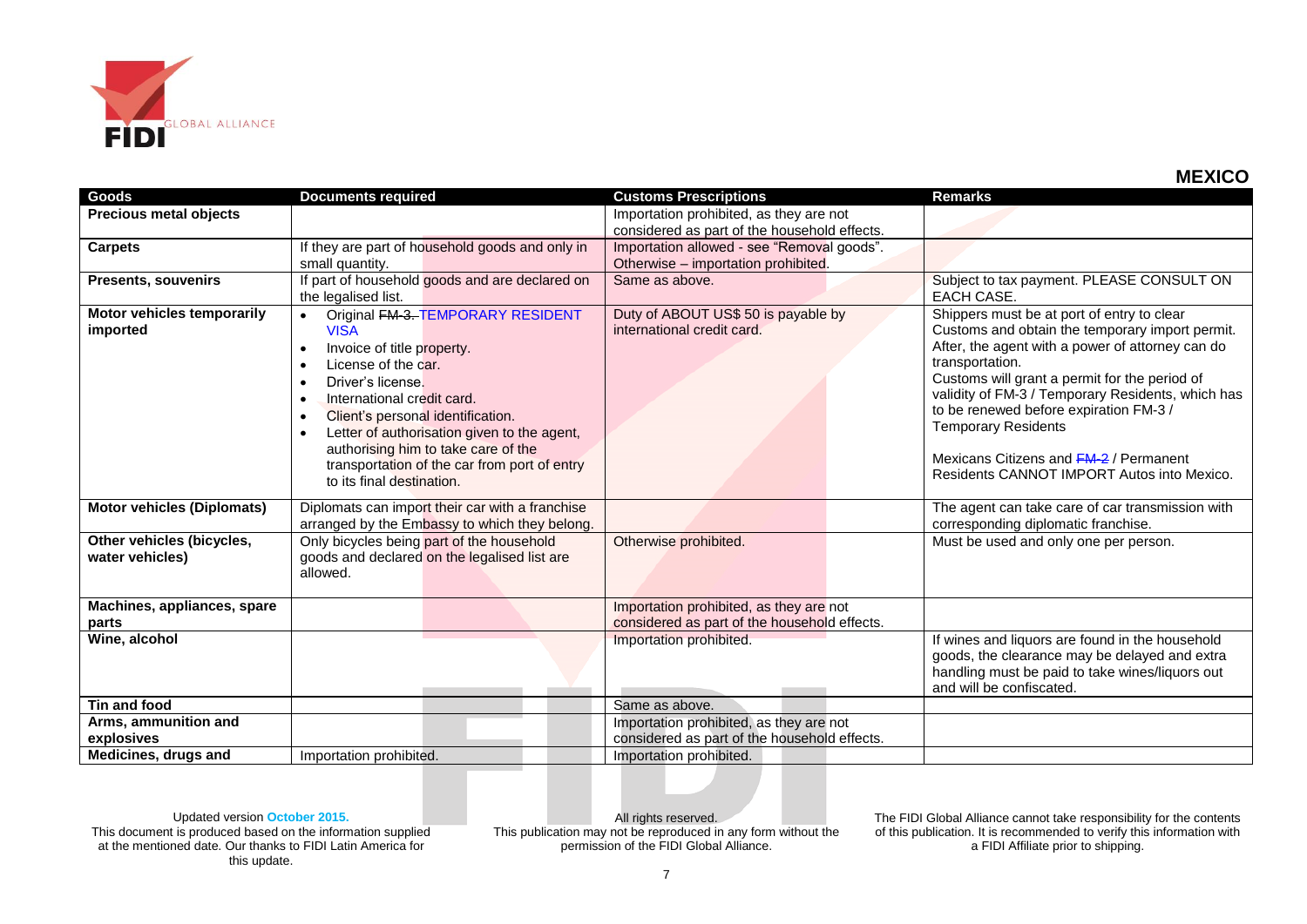## MEXICO

| Goods | Documents required | Customs Prescriptions | Remarks |
|---|---|---|---|
| **Precious metal objects** | | Importation prohibited, as they are not considered as part of the household effects. | |
| **Carpets** | If they are part of household goods and only in small quantity. | Importation allowed - see "Removal goods". Otherwise – importation prohibited. | |
| **Presents, souvenirs** | If part of household goods and are declared on the legalised list. | Same as above. | Subject to tax payment. PLEASE CONSULT ON EACH CASE. |
| **Motor vehicles temporarily imported** | • Original ~~FM-3.~~ TEMPORARY RESIDENT VISA<br>• Invoice of title property.<br>• License of the car.<br>• Driver's license.<br>• International credit card.<br>• Client's personal identification.<br>• Letter of authorisation given to the agent, authorising him to take care of the transportation of the car from port of entry to its final destination. | Duty of ABOUT US$ 50 is payable by international credit card. | Shippers must be at port of entry to clear Customs and obtain the temporary import permit. After, the agent with a power of attorney can do transportation.<br>Customs will grant a permit for the period of validity of FM-3 / Temporary Residents, which has to be renewed before expiration FM-3 / Temporary Residents<br><br>Mexicans Citizens and ~~FM-2~~ / Permanent Residents CANNOT IMPORT Autos into Mexico. |
| **Motor vehicles (Diplomats)** | Diplomats can import their car with a franchise arranged by the Embassy to which they belong. | | The agent can take care of car transmission with corresponding diplomatic franchise. |
| **Other vehicles (bicycles, water vehicles)** | Only bicycles being part of the household goods and declared on the legalised list are allowed. | Otherwise prohibited. | Must be used and only one per person. |
| **Machines, appliances, spare parts** | | Importation prohibited, as they are not considered as part of the household effects. | |
| **Wine, alcohol** | | Importation prohibited. | If wines and liquors are found in the household goods, the clearance may be delayed and extra handling must be paid to take wines/liquors out and will be confiscated. |
| **Tin and food** | | Same as above. | |
| **Arms, ammunition and explosives** | | Importation prohibited, as they are not considered as part of the household effects. | |
| **Medicines, drugs and** | Importation prohibited. | Importation prohibited. | |

Updated version October 2015.
This document is produced based on the information supplied at the mentioned date. Our thanks to FIDI Latin America for this update.

All rights reserved.
This publication may not be reproduced in any form without the permission of the FIDI Global Alliance.

The FIDI Global Alliance cannot take responsibility for the contents of this publication. It is recommended to verify this information with a FIDI Affiliate prior to shipping.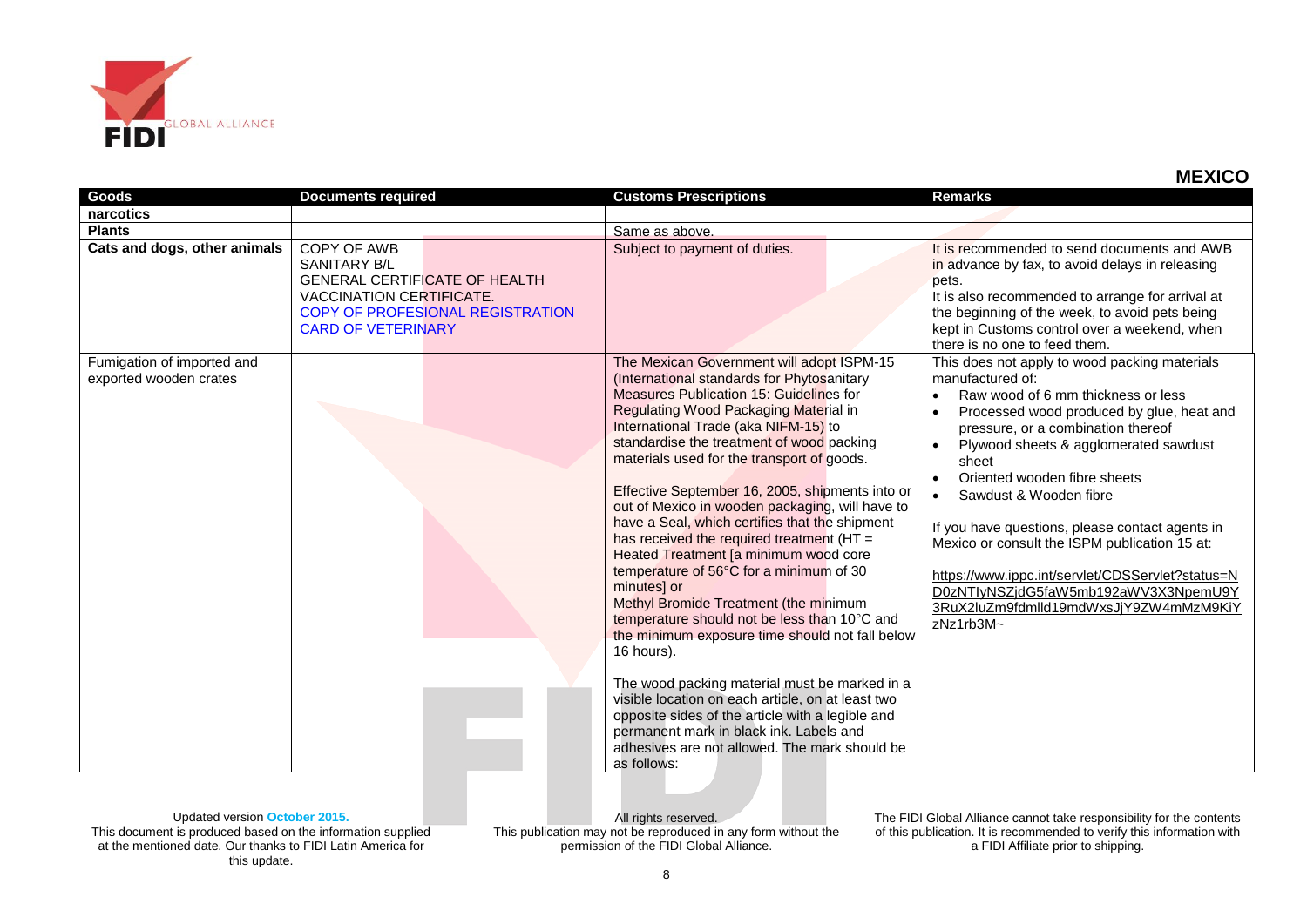## MEXICO

| Goods | Documents required | Customs Prescriptions | Remarks |
|---|---|---|---|
| **narcotics** | | | |
| **Plants** | | Same as above. | |
| **Cats and dogs, other animals** | COPY OF AWB<br>SANITARY B/L<br>GENERAL CERTIFICATE OF HEALTH<br>VACCINATION CERTIFICATE.<br>COPY OF PROFESIONAL REGISTRATION CARD OF VETERINARY | Subject to payment of duties. | It is recommended to send documents and AWB in advance by fax, to avoid delays in releasing pets.<br>It is also recommended to arrange for arrival at the beginning of the week, to avoid pets being kept in Customs control over a weekend, when there is no one to feed them. |
| Fumigation of imported and exported wooden crates | | The Mexican Government will adopt ISPM-15 (International standards for Phytosanitary Measures Publication 15: Guidelines for Regulating Wood Packaging Material in International Trade (aka NIFM-15) to standardise the treatment of wood packing materials used for the transport of goods.<br><br>Effective September 16, 2005, shipments into or out of Mexico in wooden packaging, will have to have a Seal, which certifies that the shipment has received the required treatment (HT = Heated Treatment [a minimum wood core temperature of 56°C for a minimum of 30 minutes] or<br>Methyl Bromide Treatment (the minimum temperature should not be less than 10°C and the minimum exposure time should not fall below 16 hours).<br><br>The wood packing material must be marked in a visible location on each article, on at least two opposite sides of the article with a legible and permanent mark in black ink. Labels and adhesives are not allowed. The mark should be as follows: | This does not apply to wood packing materials manufactured of:<br>• Raw wood of 6 mm thickness or less<br>• Processed wood produced by glue, heat and pressure, or a combination thereof<br>• Plywood sheets & agglomerated sawdust sheet<br>• Oriented wooden fibre sheets<br>• Sawdust & Wooden fibre<br><br>If you have questions, please contact agents in Mexico or consult the ISPM publication 15 at:<br><br>https://www.ippc.int/servlet/CDSServlet?status=ND0zNTIyNSZjdG5faW5mb192aWV3X3NpemU9Y3RuX2luZm9fdmlld19mdWxsJjY9ZW4mMzM9KiYzNz1rb3M~ |

Updated version October 2015.
This document is produced based on the information supplied at the mentioned date. Our thanks to FIDI Latin America for this update.

All rights reserved.
This publication may not be reproduced in any form without the permission of the FIDI Global Alliance.

The FIDI Global Alliance cannot take responsibility for the contents of this publication. It is recommended to verify this information with a FIDI Affiliate prior to shipping.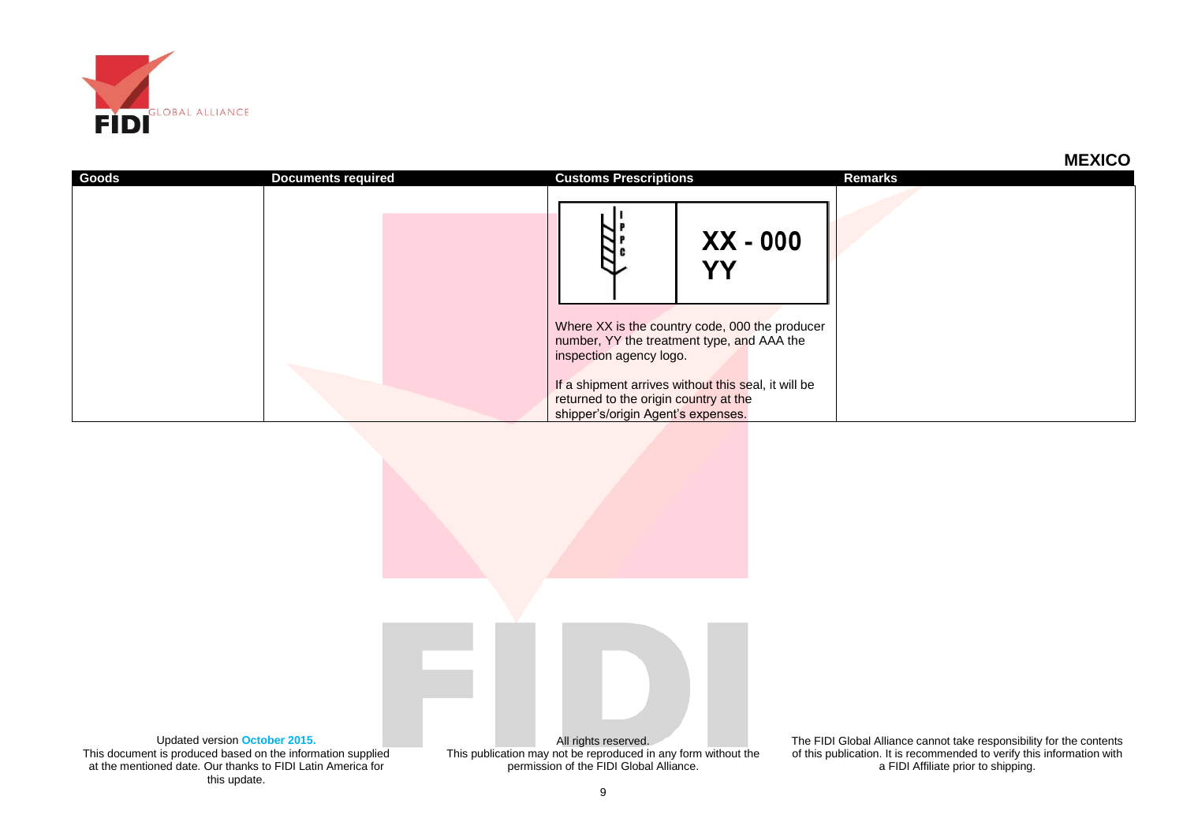## MEXICO

| Goods | Documents required | Customs Prescriptions | Remarks |
| --- | --- | --- | --- |
| | | IPPC XX - 000 YY<br><br>Where XX is the country code, 000 the producer number, YY the treatment type, and AAA the inspection agency logo.<br><br>If a shipment arrives without this seal, it will be returned to the origin country at the shipper's/origin Agent's expenses. | |

Updated version **October 2015.**
This document is produced based on the information supplied at the mentioned date. Our thanks to FIDI Latin America for this update.

All rights reserved.
This publication may not be reproduced in any form without the permission of the FIDI Global Alliance.

The FIDI Global Alliance cannot take responsibility for the contents of this publication. It is recommended to verify this information with a FIDI Affiliate prior to shipping.